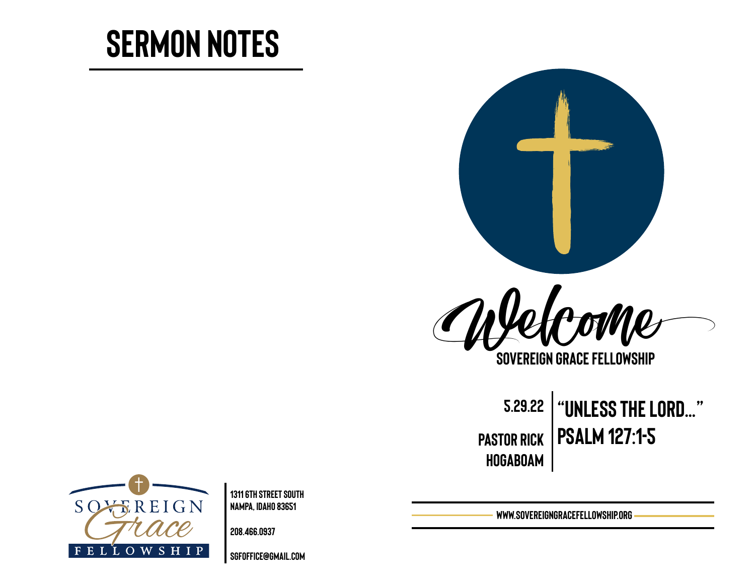# SERMON NOTES

Welcome

SOVEREIGN GRACE FELLOWSHIP

5.29.22

PASTOR RICK HOGABOAM

## "UNLESS THE LORD..."

## PSALM 127:1-5

WWW.SOVEREIGNGRACEFELLOWSHIP.ORG

SOVEREIGN Grace FELLOWSHIP

1311 6TH STREET SOUTH
NAMPA, IDAHO 83651

208.466.0937

SGFOFFICE@GMAIL.COM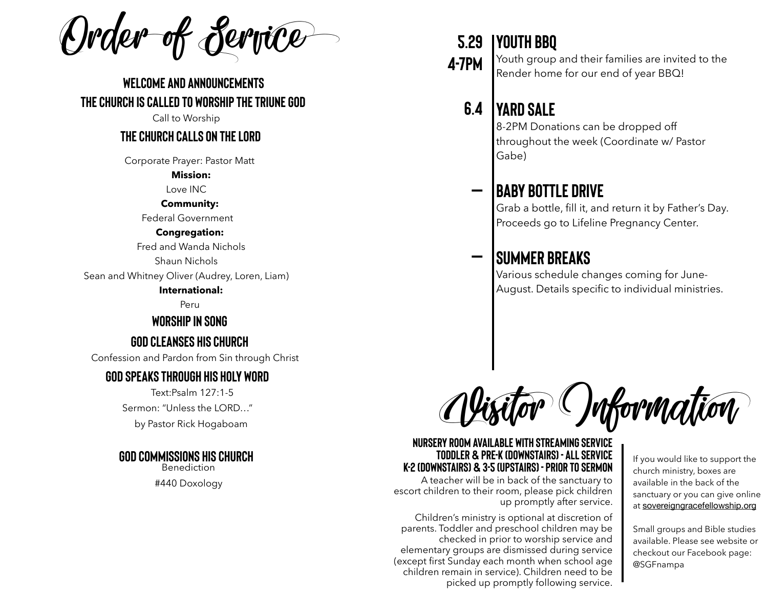# Order of Service

## WELCOME AND ANNOUNCEMENTS

## THE CHURCH IS CALLED TO WORSHIP THE TRIUNE GOD

Call to Worship

## THE CHURCH CALLS ON THE LORD

Corporate Prayer: Pastor Matt

**Mission:**

Love INC

**Community:**

Federal Government

**Congregation:**

Fred and Wanda Nichols

Shaun Nichols

Sean and Whitney Oliver (Audrey, Loren, Liam)

**International:**

Peru

## WORSHIP IN SONG

## GOD CLEANSES HIS CHURCH

Confession and Pardon from Sin through Christ

## GOD SPEAKS THROUGH HIS HOLY WORD

Text:Psalm 127:1-5

Sermon: “Unless the LORD…”

by Pastor Rick Hogaboam

## GOD COMMISSIONS HIS CHURCH

Benediction

#440 Doxology

**5.29 4-7PM** — **YOUTH BBQ**
Youth group and their families are invited to the Render home for our end of year BBQ!

**6.4** — **YARD SALE**
8-2PM Donations can be dropped off throughout the week (Coordinate w/ Pastor Gabe)

**—** — **BABY BOTTLE DRIVE**
Grab a bottle, fill it, and return it by Father’s Day. Proceeds go to Lifeline Pregnancy Center.

**—** — **SUMMER BREAKS**
Various schedule changes coming for June-August. Details specific to individual ministries.

# Visitor Information

**NURSERY ROOM AVAILABLE WITH STREAMING SERVICE**
**TODDLER & PRE-K (DOWNSTAIRS) - ALL SERVICE**
**K-2 (DOWNSTAIRS) & 3-5 (UPSTAIRS) - PRIOR TO SERMON**

A teacher will be in back of the sanctuary to escort children to their room, please pick children up promptly after service.

Children’s ministry is optional at discretion of parents. Toddler and preschool children may be checked in prior to worship service and elementary groups are dismissed during service (except first Sunday each month when school age children remain in service). Children need to be picked up promptly following service.

If you would like to support the church ministry, boxes are available in the back of the sanctuary or you can give online at sovereigngracefellowship.org

Small groups and Bible studies available. Please see website or checkout our Facebook page: @SGFnampa